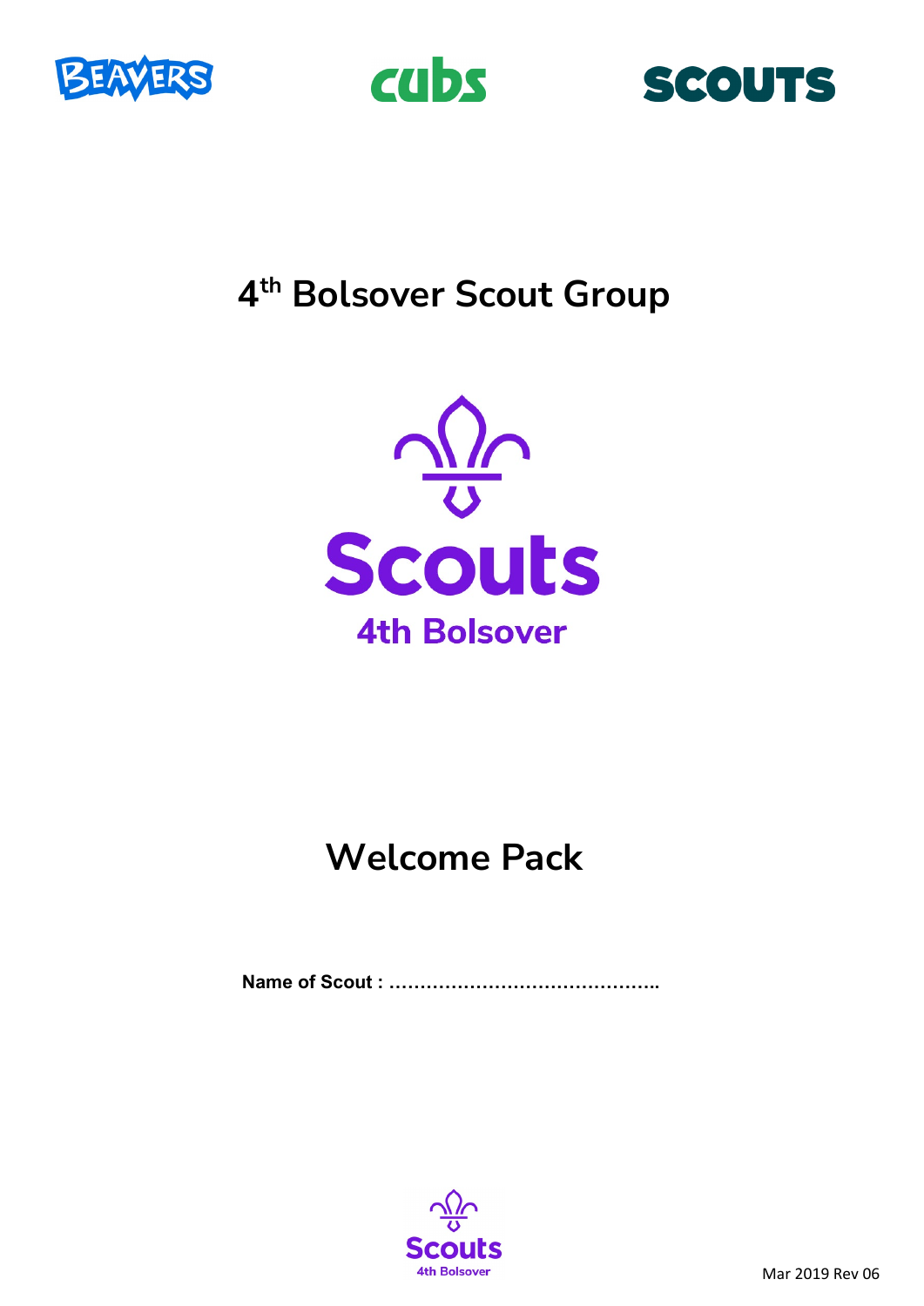BEAVERS cubs SCOUTS

# 4th Bolsover Scout Group

Scouts
4th Bolsover

# Welcome Pack

**Name of Scout : ……………………………………..**

Scouts
4th Bolsover

Mar 2019 Rev 06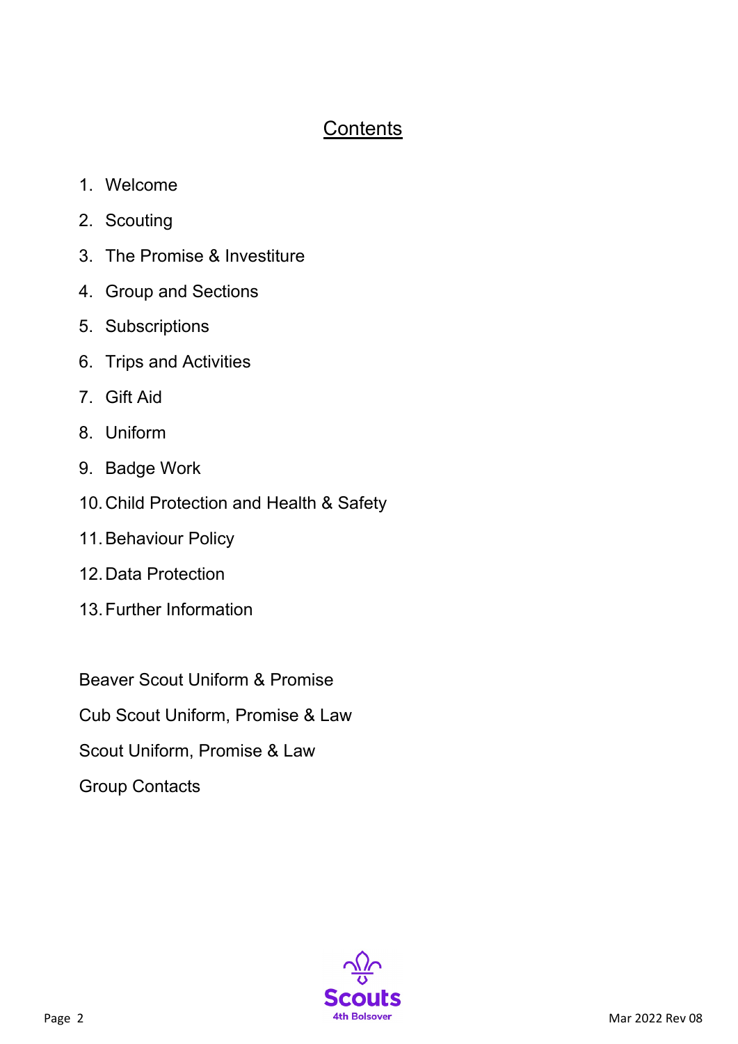## Contents

1. Welcome
2. Scouting
3. The Promise & Investiture
4. Group and Sections
5. Subscriptions
6. Trips and Activities
7. Gift Aid
8. Uniform
9. Badge Work
10. Child Protection and Health & Safety
11. Behaviour Policy
12. Data Protection
13. Further Information

Beaver Scout Uniform & Promise

Cub Scout Uniform, Promise & Law

Scout Uniform, Promise & Law

Group Contacts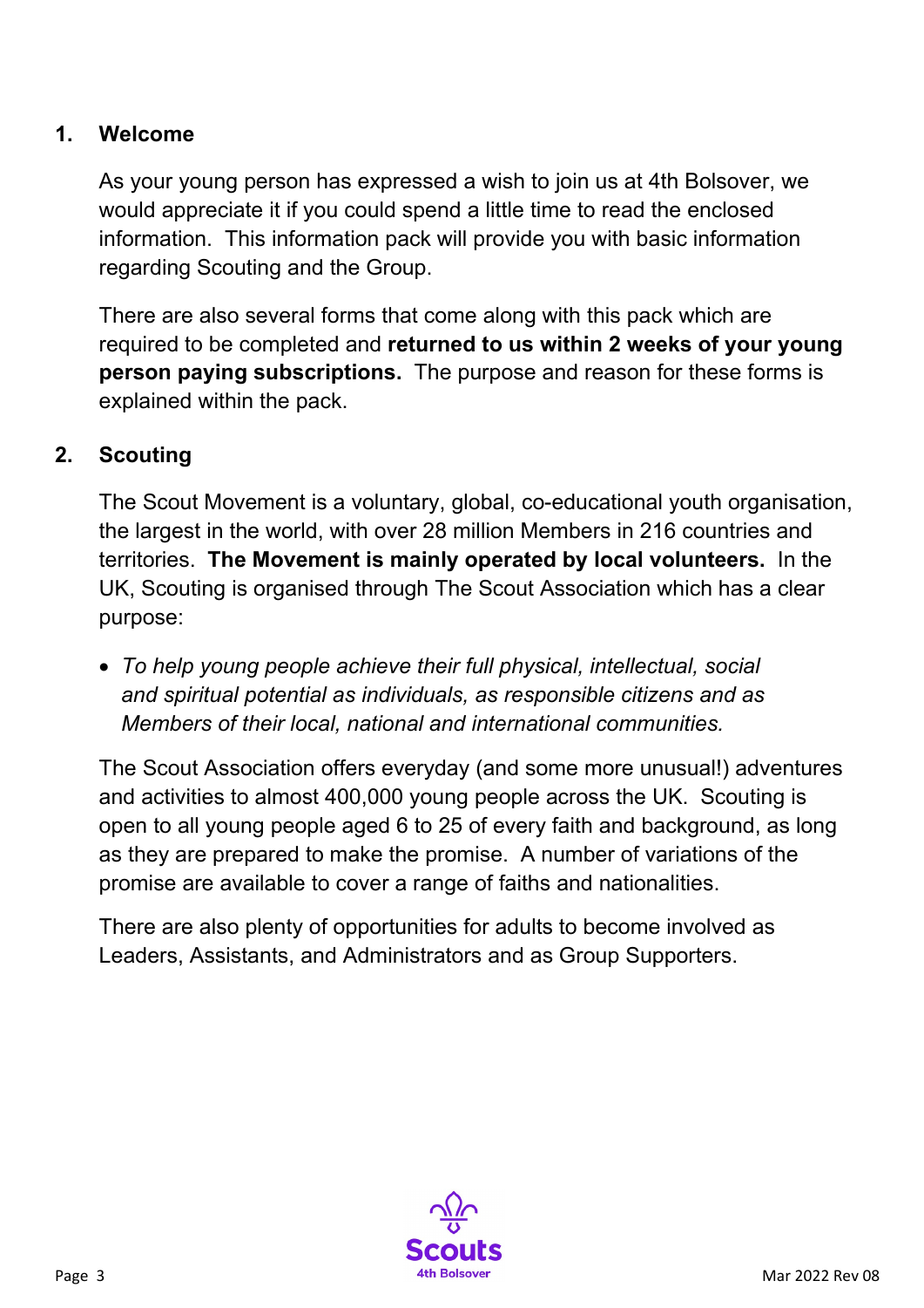## 1. Welcome

As your young person has expressed a wish to join us at 4th Bolsover, we would appreciate it if you could spend a little time to read the enclosed information. This information pack will provide you with basic information regarding Scouting and the Group.

There are also several forms that come along with this pack which are required to be completed and **returned to us within 2 weeks of your young person paying subscriptions.** The purpose and reason for these forms is explained within the pack.

## 2. Scouting

The Scout Movement is a voluntary, global, co-educational youth organisation, the largest in the world, with over 28 million Members in 216 countries and territories. **The Movement is mainly operated by local volunteers.** In the UK, Scouting is organised through The Scout Association which has a clear purpose:

- *To help young people achieve their full physical, intellectual, social and spiritual potential as individuals, as responsible citizens and as Members of their local, national and international communities.*

The Scout Association offers everyday (and some more unusual!) adventures and activities to almost 400,000 young people across the UK. Scouting is open to all young people aged 6 to 25 of every faith and background, as long as they are prepared to make the promise. A number of variations of the promise are available to cover a range of faiths and nationalities.

There are also plenty of opportunities for adults to become involved as Leaders, Assistants, and Administrators and as Group Supporters.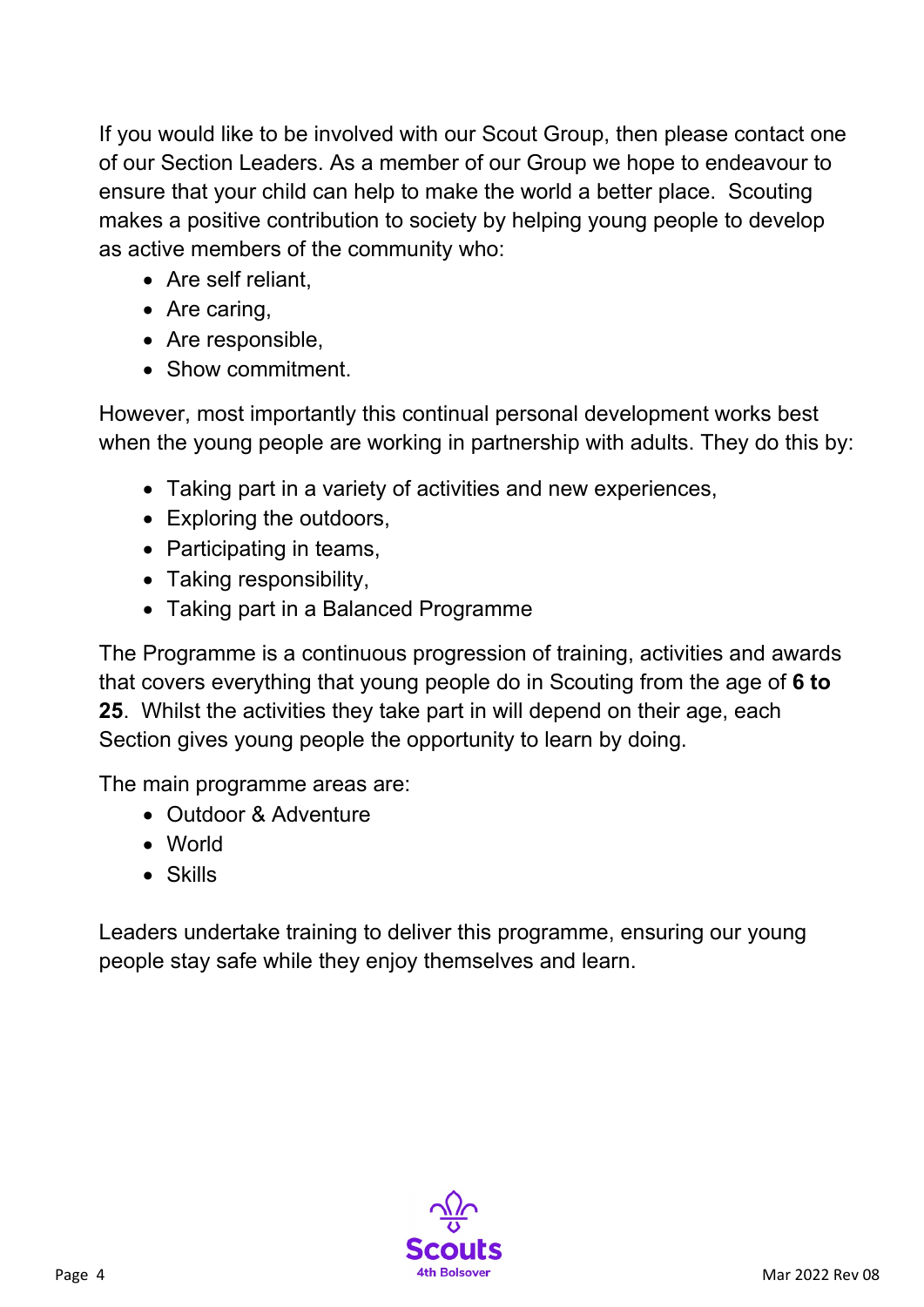If you would like to be involved with our Scout Group, then please contact one of our Section Leaders. As a member of our Group we hope to endeavour to ensure that your child can help to make the world a better place. Scouting makes a positive contribution to society by helping young people to develop as active members of the community who:

- Are self reliant,
- Are caring,
- Are responsible,
- Show commitment.

However, most importantly this continual personal development works best when the young people are working in partnership with adults. They do this by:

- Taking part in a variety of activities and new experiences,
- Exploring the outdoors,
- Participating in teams,
- Taking responsibility,
- Taking part in a Balanced Programme

The Programme is a continuous progression of training, activities and awards that covers everything that young people do in Scouting from the age of **6 to 25**. Whilst the activities they take part in will depend on their age, each Section gives young people the opportunity to learn by doing.

The main programme areas are:

- Outdoor & Adventure
- World
- Skills

Leaders undertake training to deliver this programme, ensuring our young people stay safe while they enjoy themselves and learn.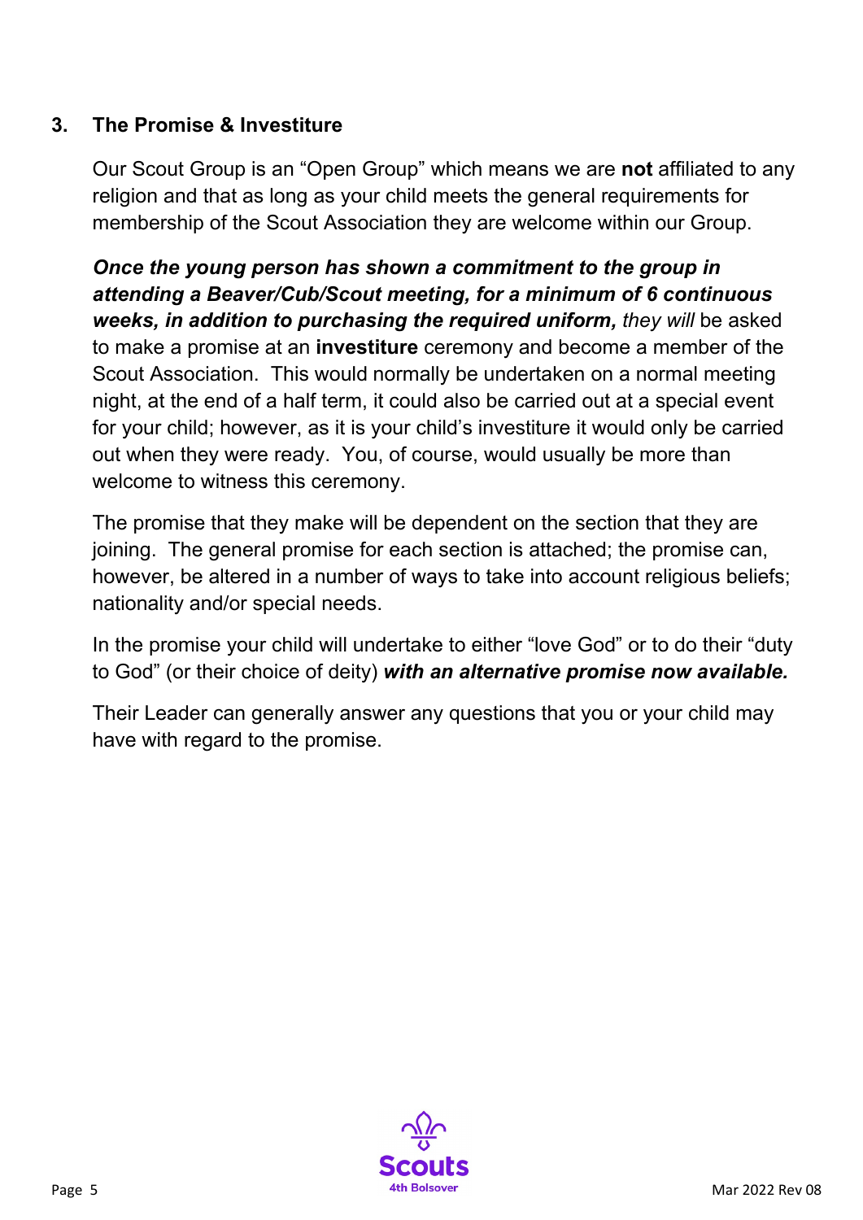## 3. The Promise & Investiture

Our Scout Group is an "Open Group" which means we are **not** affiliated to any religion and that as long as your child meets the general requirements for membership of the Scout Association they are welcome within our Group.

***Once the young person has shown a commitment to the group in attending a Beaver/Cub/Scout meeting, for a minimum of 6 continuous weeks, in addition to purchasing the required uniform,*** *they will* be asked to make a promise at an **investiture** ceremony and become a member of the Scout Association. This would normally be undertaken on a normal meeting night, at the end of a half term, it could also be carried out at a special event for your child; however, as it is your child's investiture it would only be carried out when they were ready. You, of course, would usually be more than welcome to witness this ceremony.

The promise that they make will be dependent on the section that they are joining. The general promise for each section is attached; the promise can, however, be altered in a number of ways to take into account religious beliefs; nationality and/or special needs.

In the promise your child will undertake to either "love God" or to do their "duty to God" (or their choice of deity) ***with an alternative promise now available.***

Their Leader can generally answer any questions that you or your child may have with regard to the promise.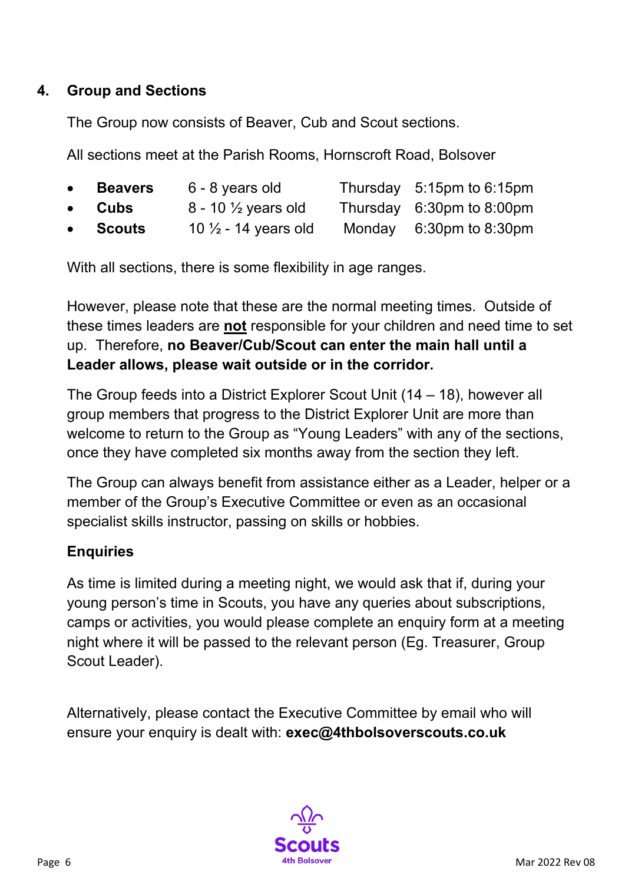## 4. Group and Sections

The Group now consists of Beaver, Cub and Scout sections.

All sections meet at the Parish Rooms, Hornscroft Road, Bolsover

- **Beavers** 6 - 8 years old Thursday 5:15pm to 6:15pm
- **Cubs** 8 - 10 ½ years old Thursday 6:30pm to 8:00pm
- **Scouts** 10 ½ - 14 years old Monday 6:30pm to 8:30pm

With all sections, there is some flexibility in age ranges.

However, please note that these are the normal meeting times. Outside of these times leaders are **not** responsible for your children and need time to set up. Therefore, **no Beaver/Cub/Scout can enter the main hall until a Leader allows, please wait outside or in the corridor.**

The Group feeds into a District Explorer Scout Unit (14 – 18), however all group members that progress to the District Explorer Unit are more than welcome to return to the Group as "Young Leaders" with any of the sections, once they have completed six months away from the section they left.

The Group can always benefit from assistance either as a Leader, helper or a member of the Group's Executive Committee or even as an occasional specialist skills instructor, passing on skills or hobbies.

### Enquiries

As time is limited during a meeting night, we would ask that if, during your young person's time in Scouts, you have any queries about subscriptions, camps or activities, you would please complete an enquiry form at a meeting night where it will be passed to the relevant person (Eg. Treasurer, Group Scout Leader).

Alternatively, please contact the Executive Committee by email who will ensure your enquiry is dealt with: **exec@4thbolsoverscouts.co.uk**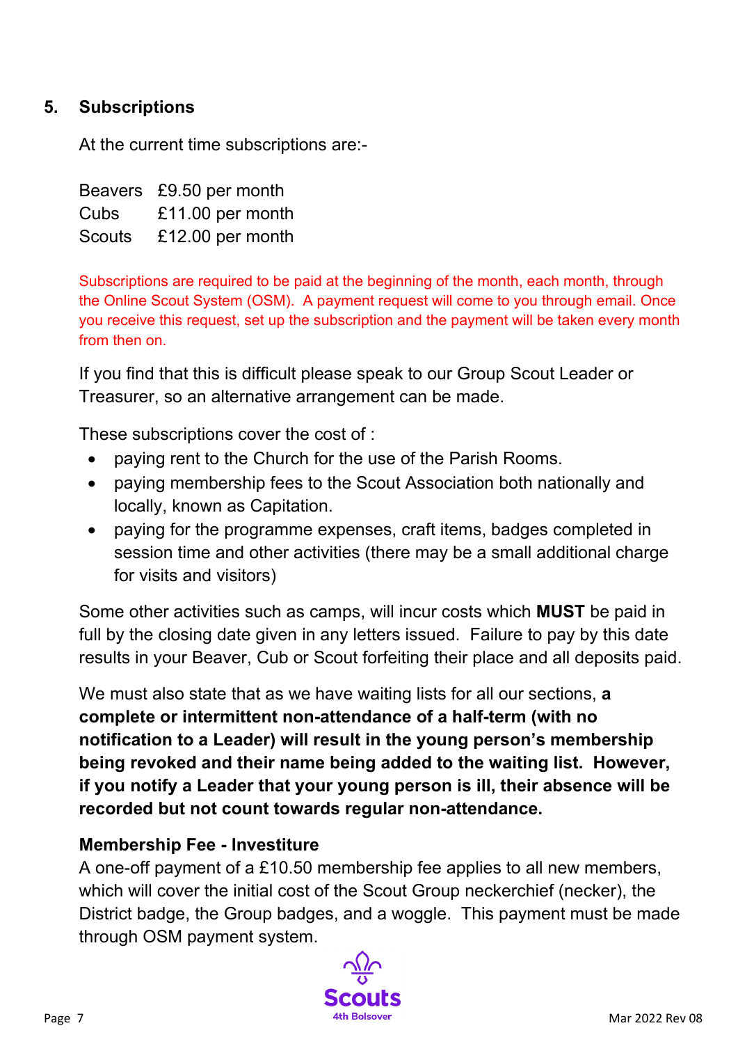## 5. Subscriptions

At the current time subscriptions are:-

| | |
|---|---|
| Beavers | £9.50 per month |
| Cubs | £11.00 per month |
| Scouts | £12.00 per month |

Subscriptions are required to be paid at the beginning of the month, each month, through the Online Scout System (OSM). A payment request will come to you through email. Once you receive this request, set up the subscription and the payment will be taken every month from then on.

If you find that this is difficult please speak to our Group Scout Leader or Treasurer, so an alternative arrangement can be made.

These subscriptions cover the cost of :

- paying rent to the Church for the use of the Parish Rooms.
- paying membership fees to the Scout Association both nationally and locally, known as Capitation.
- paying for the programme expenses, craft items, badges completed in session time and other activities (there may be a small additional charge for visits and visitors)

Some other activities such as camps, will incur costs which **MUST** be paid in full by the closing date given in any letters issued. Failure to pay by this date results in your Beaver, Cub or Scout forfeiting their place and all deposits paid.

We must also state that as we have waiting lists for all our sections, **a complete or intermittent non-attendance of a half-term (with no notification to a Leader) will result in the young person's membership being revoked and their name being added to the waiting list. However, if you notify a Leader that your young person is ill, their absence will be recorded but not count towards regular non-attendance.**

**Membership Fee - Investiture**

A one-off payment of a £10.50 membership fee applies to all new members, which will cover the initial cost of the Scout Group neckerchief (necker), the District badge, the Group badges, and a woggle. This payment must be made through OSM payment system.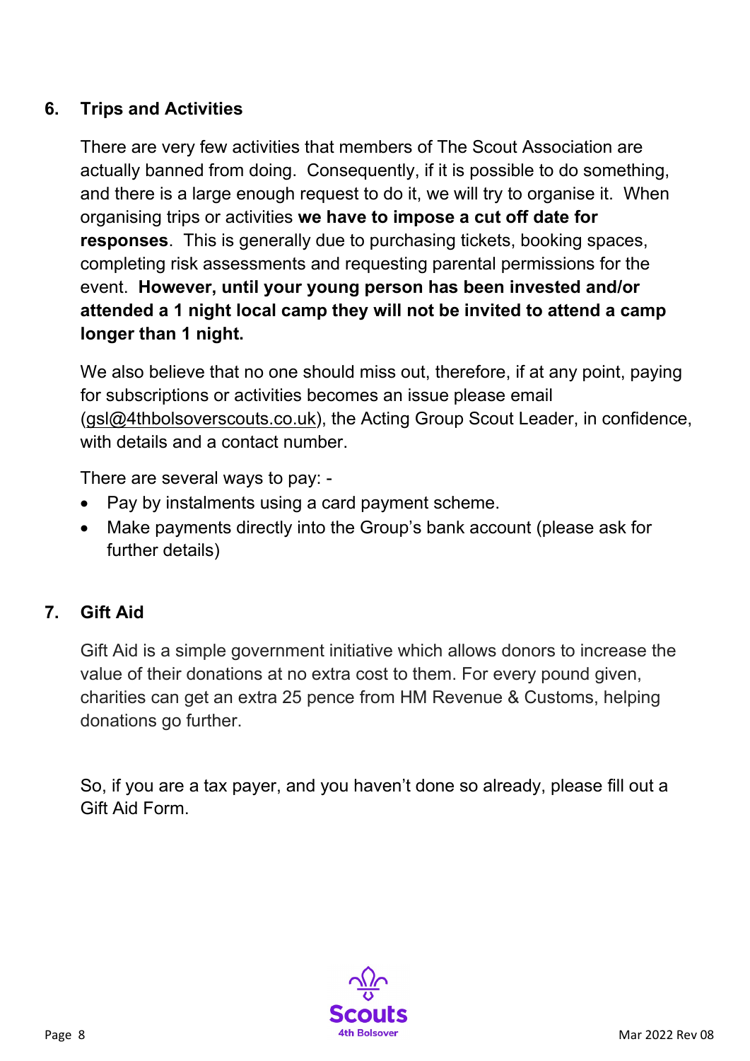## 6. Trips and Activities

There are very few activities that members of The Scout Association are actually banned from doing. Consequently, if it is possible to do something, and there is a large enough request to do it, we will try to organise it. When organising trips or activities **we have to impose a cut off date for responses**. This is generally due to purchasing tickets, booking spaces, completing risk assessments and requesting parental permissions for the event. **However, until your young person has been invested and/or attended a 1 night local camp they will not be invited to attend a camp longer than 1 night.**

We also believe that no one should miss out, therefore, if at any point, paying for subscriptions or activities becomes an issue please email (gsl@4thbolsoverscouts.co.uk), the Acting Group Scout Leader, in confidence, with details and a contact number.

There are several ways to pay: -

- Pay by instalments using a card payment scheme.
- Make payments directly into the Group's bank account (please ask for further details)

## 7. Gift Aid

Gift Aid is a simple government initiative which allows donors to increase the value of their donations at no extra cost to them. For every pound given, charities can get an extra 25 pence from HM Revenue & Customs, helping donations go further.

So, if you are a tax payer, and you haven't done so already, please fill out a Gift Aid Form.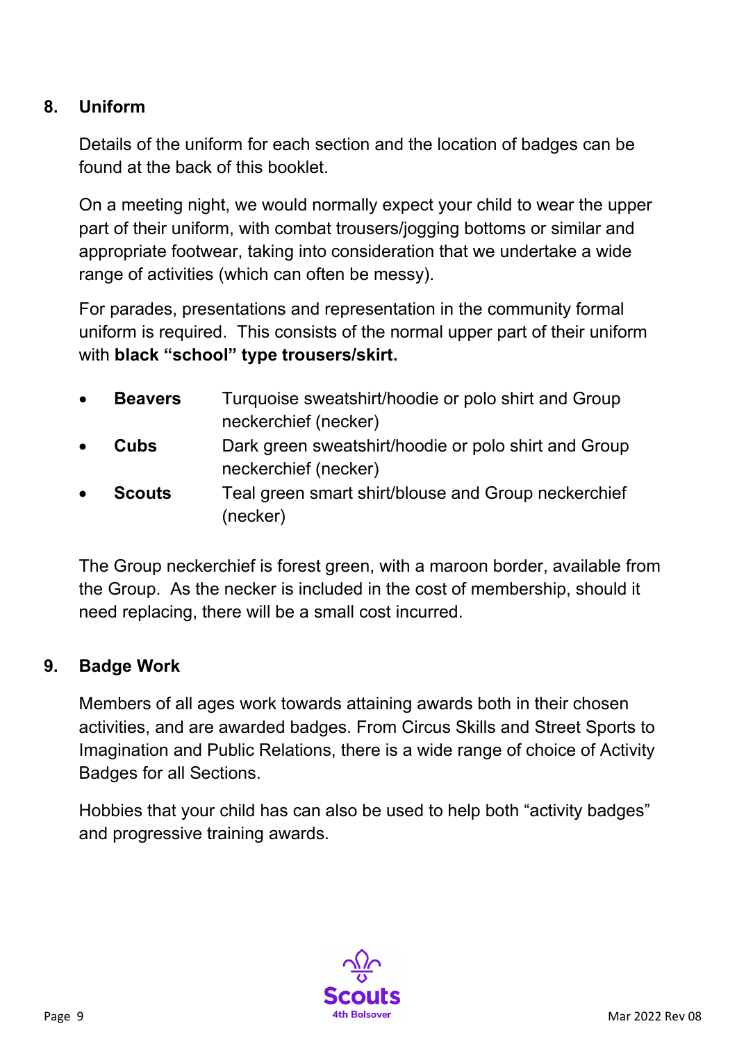## 8. Uniform

Details of the uniform for each section and the location of badges can be found at the back of this booklet.

On a meeting night, we would normally expect your child to wear the upper part of their uniform, with combat trousers/jogging bottoms or similar and appropriate footwear, taking into consideration that we undertake a wide range of activities (which can often be messy).

For parades, presentations and representation in the community formal uniform is required. This consists of the normal upper part of their uniform with **black "school" type trousers/skirt.**

- **Beavers** Turquoise sweatshirt/hoodie or polo shirt and Group neckerchief (necker)
- **Cubs** Dark green sweatshirt/hoodie or polo shirt and Group neckerchief (necker)
- **Scouts** Teal green smart shirt/blouse and Group neckerchief (necker)

The Group neckerchief is forest green, with a maroon border, available from the Group. As the necker is included in the cost of membership, should it need replacing, there will be a small cost incurred.

## 9. Badge Work

Members of all ages work towards attaining awards both in their chosen activities, and are awarded badges. From Circus Skills and Street Sports to Imagination and Public Relations, there is a wide range of choice of Activity Badges for all Sections.

Hobbies that your child has can also be used to help both "activity badges" and progressive training awards.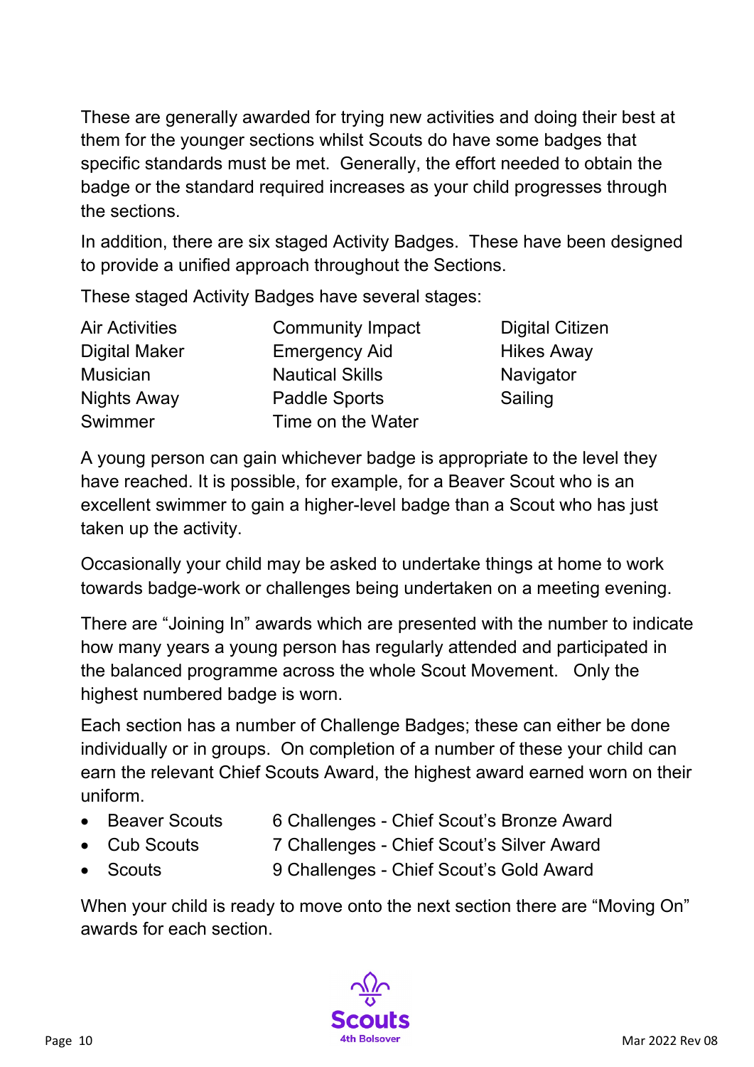These are generally awarded for trying new activities and doing their best at them for the younger sections whilst Scouts do have some badges that specific standards must be met. Generally, the effort needed to obtain the badge or the standard required increases as your child progresses through the sections.

In addition, there are six staged Activity Badges. These have been designed to provide a unified approach throughout the Sections.

These staged Activity Badges have several stages:

| | | |
|---|---|---|
| Air Activities | Community Impact | Digital Citizen |
| Digital Maker | Emergency Aid | Hikes Away |
| Musician | Nautical Skills | Navigator |
| Nights Away | Paddle Sports | Sailing |
| Swimmer | Time on the Water | |

A young person can gain whichever badge is appropriate to the level they have reached. It is possible, for example, for a Beaver Scout who is an excellent swimmer to gain a higher-level badge than a Scout who has just taken up the activity.

Occasionally your child may be asked to undertake things at home to work towards badge-work or challenges being undertaken on a meeting evening.

There are "Joining In" awards which are presented with the number to indicate how many years a young person has regularly attended and participated in the balanced programme across the whole Scout Movement. Only the highest numbered badge is worn.

Each section has a number of Challenge Badges; these can either be done individually or in groups. On completion of a number of these your child can earn the relevant Chief Scouts Award, the highest award earned worn on their uniform.

- Beaver Scouts — 6 Challenges - Chief Scout's Bronze Award
- Cub Scouts — 7 Challenges - Chief Scout's Silver Award
- Scouts — 9 Challenges - Chief Scout's Gold Award

When your child is ready to move onto the next section there are "Moving On" awards for each section.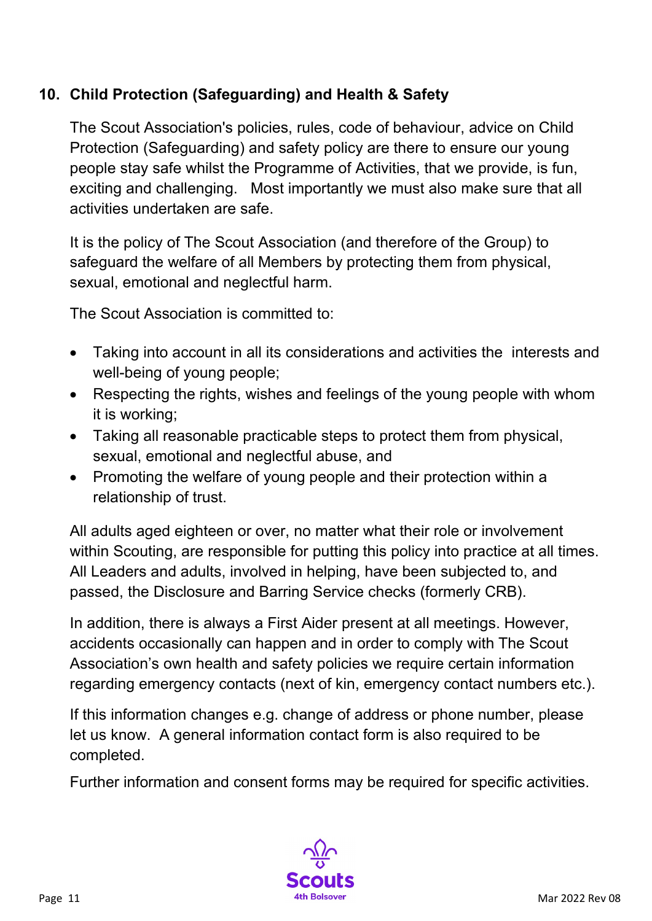## 10. Child Protection (Safeguarding) and Health & Safety

The Scout Association's policies, rules, code of behaviour, advice on Child Protection (Safeguarding) and safety policy are there to ensure our young people stay safe whilst the Programme of Activities, that we provide, is fun, exciting and challenging. Most importantly we must also make sure that all activities undertaken are safe.

It is the policy of The Scout Association (and therefore of the Group) to safeguard the welfare of all Members by protecting them from physical, sexual, emotional and neglectful harm.

The Scout Association is committed to:

- Taking into account in all its considerations and activities the interests and well-being of young people;
- Respecting the rights, wishes and feelings of the young people with whom it is working;
- Taking all reasonable practicable steps to protect them from physical, sexual, emotional and neglectful abuse, and
- Promoting the welfare of young people and their protection within a relationship of trust.

All adults aged eighteen or over, no matter what their role or involvement within Scouting, are responsible for putting this policy into practice at all times. All Leaders and adults, involved in helping, have been subjected to, and passed, the Disclosure and Barring Service checks (formerly CRB).

In addition, there is always a First Aider present at all meetings. However, accidents occasionally can happen and in order to comply with The Scout Association's own health and safety policies we require certain information regarding emergency contacts (next of kin, emergency contact numbers etc.).

If this information changes e.g. change of address or phone number, please let us know. A general information contact form is also required to be completed.

Further information and consent forms may be required for specific activities.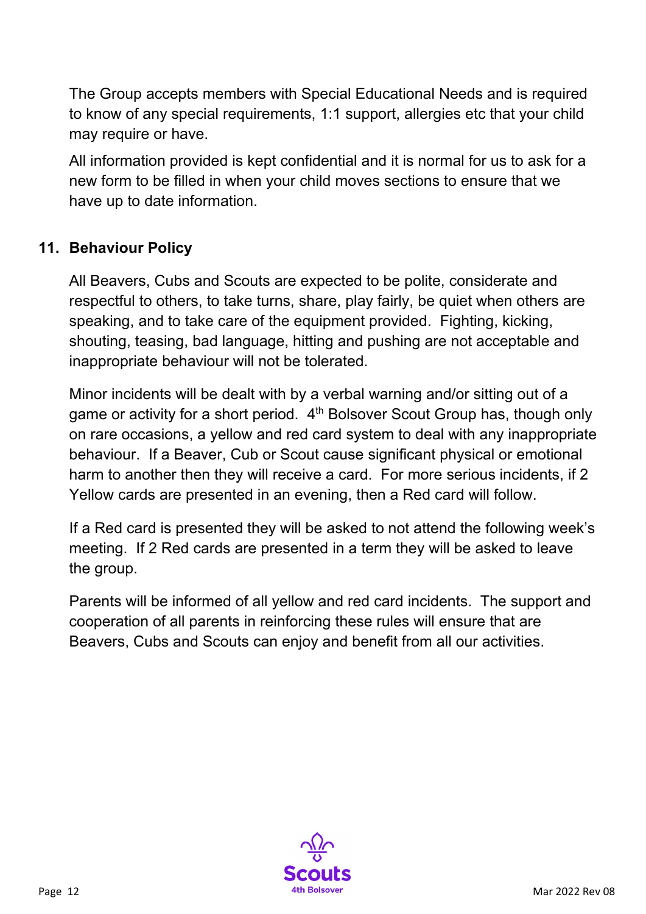The Group accepts members with Special Educational Needs and is required to know of any special requirements, 1:1 support, allergies etc that your child may require or have.

All information provided is kept confidential and it is normal for us to ask for a new form to be filled in when your child moves sections to ensure that we have up to date information.

## 11. Behaviour Policy

All Beavers, Cubs and Scouts are expected to be polite, considerate and respectful to others, to take turns, share, play fairly, be quiet when others are speaking, and to take care of the equipment provided. Fighting, kicking, shouting, teasing, bad language, hitting and pushing are not acceptable and inappropriate behaviour will not be tolerated.

Minor incidents will be dealt with by a verbal warning and/or sitting out of a game or activity for a short period. 4th Bolsover Scout Group has, though only on rare occasions, a yellow and red card system to deal with any inappropriate behaviour. If a Beaver, Cub or Scout cause significant physical or emotional harm to another then they will receive a card. For more serious incidents, if 2 Yellow cards are presented in an evening, then a Red card will follow.

If a Red card is presented they will be asked to not attend the following week's meeting. If 2 Red cards are presented in a term they will be asked to leave the group.

Parents will be informed of all yellow and red card incidents. The support and cooperation of all parents in reinforcing these rules will ensure that are Beavers, Cubs and Scouts can enjoy and benefit from all our activities.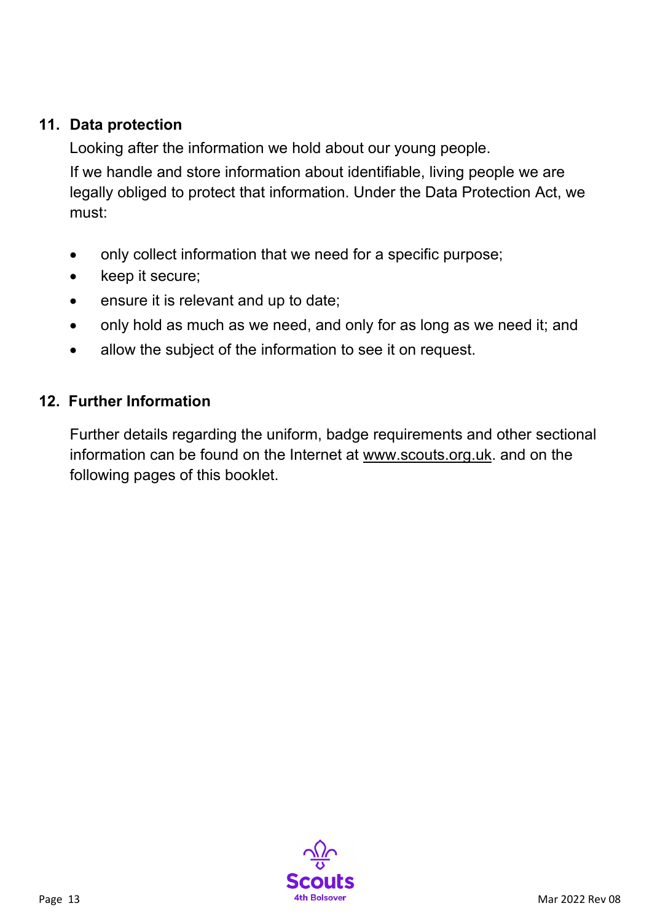## 11. Data protection

Looking after the information we hold about our young people.

If we handle and store information about identifiable, living people we are legally obliged to protect that information. Under the Data Protection Act, we must:

- only collect information that we need for a specific purpose;
- keep it secure;
- ensure it is relevant and up to date;
- only hold as much as we need, and only for as long as we need it; and
- allow the subject of the information to see it on request.

## 12. Further Information

Further details regarding the uniform, badge requirements and other sectional information can be found on the Internet at www.scouts.org.uk. and on the following pages of this booklet.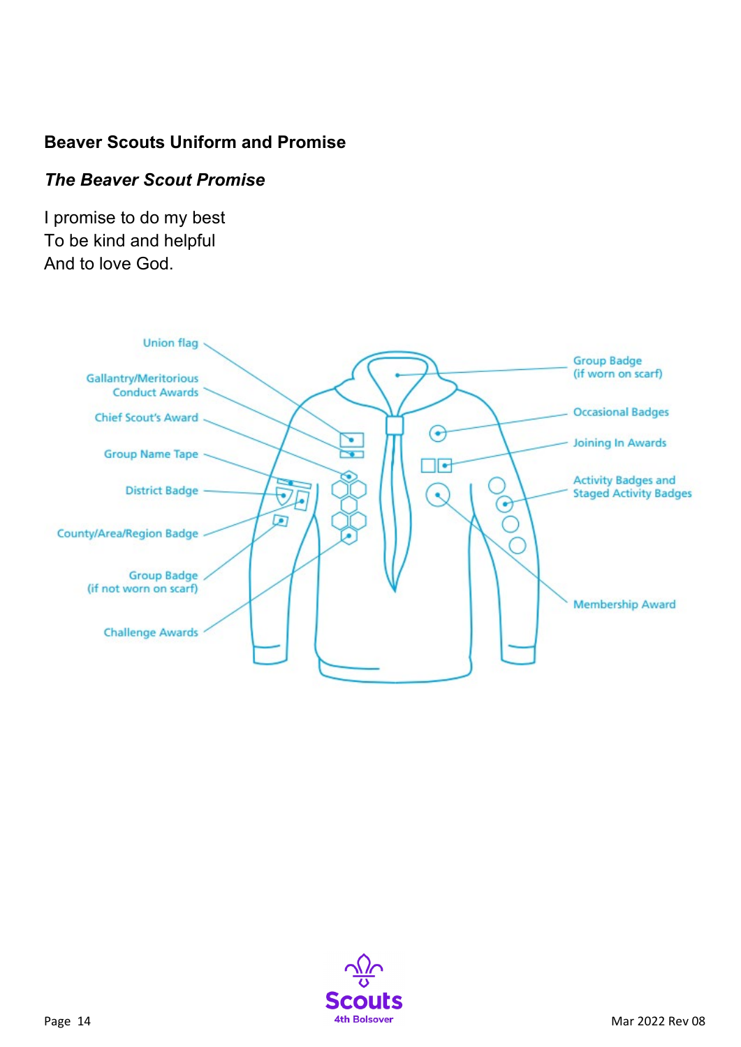## Beaver Scouts Uniform and Promise

### *The Beaver Scout Promise*

I promise to do my best
To be kind and helpful
And to love God.

Union flag

Gallantry/Meritorious Conduct Awards

Chief Scout's Award

Group Name Tape

District Badge

County/Area/Region Badge

Group Badge (if not worn on scarf)

Challenge Awards

Group Badge (if worn on scarf)

Occasional Badges

Joining In Awards

Activity Badges and Staged Activity Badges

Membership Award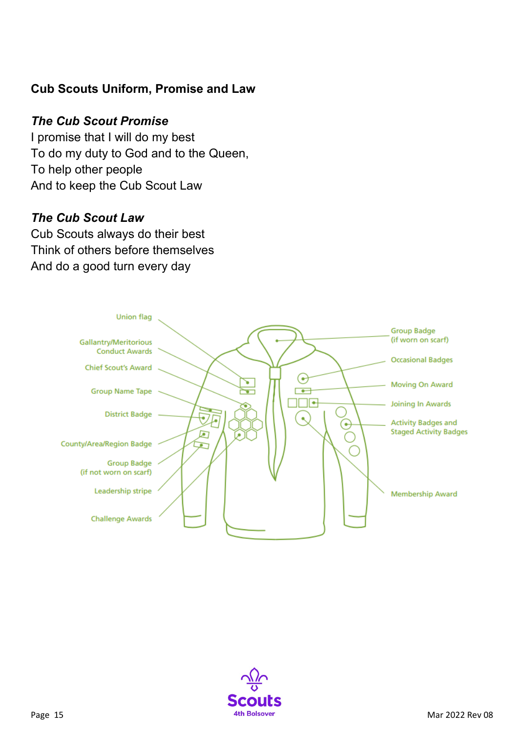**Cub Scouts Uniform, Promise and Law**

***The Cub Scout Promise***

I promise that I will do my best
To do my duty to God and to the Queen,
To help other people
And to keep the Cub Scout Law

***The Cub Scout Law***

Cub Scouts always do their best
Think of others before themselves
And do a good turn every day

Union flag

Gallantry/Meritorious Conduct Awards

Chief Scout's Award

Group Name Tape

District Badge

County/Area/Region Badge

Group Badge (if not worn on scarf)

Leadership stripe

Challenge Awards

Group Badge (if worn on scarf)

Occasional Badges

Moving On Award

Joining In Awards

Activity Badges and Staged Activity Badges

Membership Award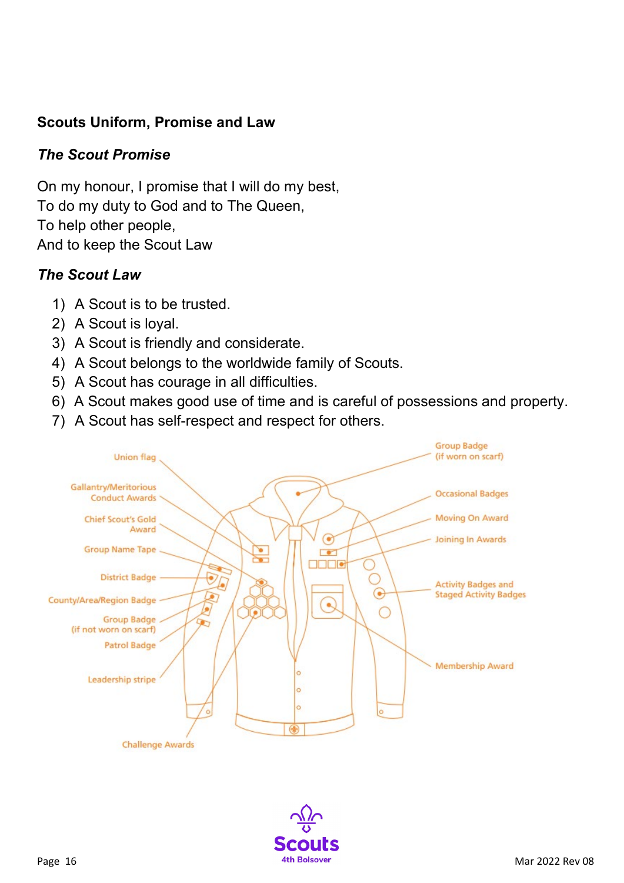**Scouts Uniform, Promise and Law**

***The Scout Promise***

On my honour, I promise that I will do my best,
To do my duty to God and to The Queen,
To help other people,
And to keep the Scout Law

***The Scout Law***

1) A Scout is to be trusted.
2) A Scout is loyal.
3) A Scout is friendly and considerate.
4) A Scout belongs to the worldwide family of Scouts.
5) A Scout has courage in all difficulties.
6) A Scout makes good use of time and is careful of possessions and property.
7) A Scout has self-respect and respect for others.

Union flag

Gallantry/Meritorious Conduct Awards

Chief Scout's Gold Award

Group Name Tape

District Badge

County/Area/Region Badge

Group Badge (if not worn on scarf)

Patrol Badge

Leadership stripe

Challenge Awards

Group Badge (if worn on scarf)

Occasional Badges

Moving On Award

Joining In Awards

Activity Badges and Staged Activity Badges

Membership Award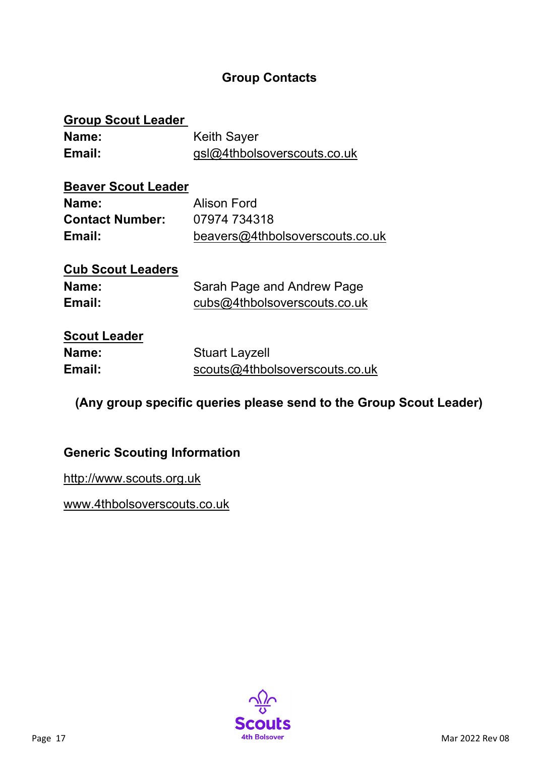## Group Contacts

**Group Scout Leader**

**Name:** Keith Sayer
**Email:** gsl@4thbolsoverscouts.co.uk

**Beaver Scout Leader**

**Name:** Alison Ford
**Contact Number:** 07974 734318
**Email:** beavers@4thbolsoverscouts.co.uk

**Cub Scout Leaders**

**Name:** Sarah Page and Andrew Page
**Email:** cubs@4thbolsoverscouts.co.uk

**Scout Leader**

**Name:** Stuart Layzell
**Email:** scouts@4thbolsoverscouts.co.uk

**(Any group specific queries please send to the Group Scout Leader)**

### Generic Scouting Information

http://www.scouts.org.uk

www.4thbolsoverscouts.co.uk